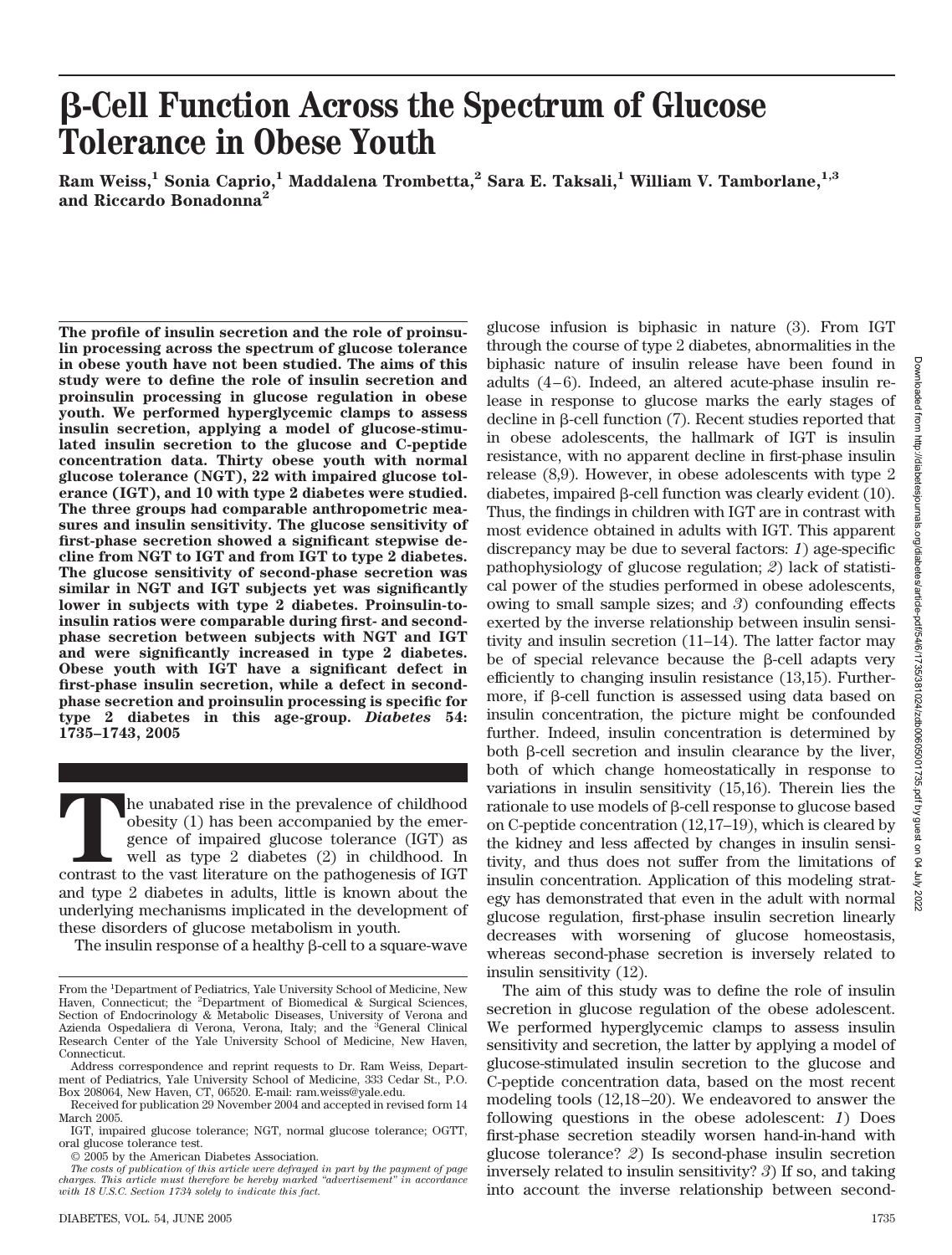# β-Cell Function Across the Spectrum of Glucose Tolerance in Obese Youth

**Ram Weiss,[1] Sonia Caprio,[1] Maddalena Trombetta,[2] Sara E. Taksali,[1] William V. Tamborlane,[1,3] and Riccardo Bonadonna[2]**

**The profile of insulin secretion and the role of proinsulin processing across the spectrum of glucose tolerance in obese youth have not been studied. The aims of this study were to define the role of insulin secretion and proinsulin processing in glucose regulation in obese youth. We performed hyperglycemic clamps to assess insulin secretion, applying a model of glucose-stimulated insulin secretion to the glucose and C-peptide concentration data. Thirty obese youth with normal glucose tolerance (NGT), 22 with impaired glucose tolerance (IGT), and 10 with type 2 diabetes were studied. The three groups had comparable anthropometric measures and insulin sensitivity. The glucose sensitivity of first-phase secretion showed a significant stepwise decline from NGT to IGT and from IGT to type 2 diabetes. The glucose sensitivity of second-phase secretion was similar in NGT and IGT subjects yet was significantly lower in subjects with type 2 diabetes. Proinsulin-to-insulin ratios were comparable during first- and second-phase secretion between subjects with NGT and IGT and were significantly increased in type 2 diabetes. Obese youth with IGT have a significant defect in first-phase insulin secretion, while a defect in second-phase secretion and proinsulin processing is specific for type 2 diabetes in this age-group.** ***Diabetes*** **54: 1735–1743, 2005**

The unabated rise in the prevalence of childhood obesity (1) has been accompanied by the emergence of impaired glucose tolerance (IGT) as well as type 2 diabetes (2) in childhood. In contrast to the vast literature on the pathogenesis of IGT and type 2 diabetes in adults, little is known about the underlying mechanisms implicated in the development of these disorders of glucose metabolism in youth.

The insulin response of a healthy β-cell to a square-wave glucose infusion is biphasic in nature (3). From IGT through the course of type 2 diabetes, abnormalities in the biphasic nature of insulin release have been found in adults (4–6). Indeed, an altered acute-phase insulin release in response to glucose marks the early stages of decline in β-cell function (7). Recent studies reported that in obese adolescents, the hallmark of IGT is insulin resistance, with no apparent decline in first-phase insulin release (8,9). However, in obese adolescents with type 2 diabetes, impaired β-cell function was clearly evident (10). Thus, the findings in children with IGT are in contrast with most evidence obtained in adults with IGT. This apparent discrepancy may be due to several factors: *1*) age-specific pathophysiology of glucose regulation; *2*) lack of statistical power of the studies performed in obese adolescents, owing to small sample sizes; and *3*) confounding effects exerted by the inverse relationship between insulin sensitivity and insulin secretion (11–14). The latter factor may be of special relevance because the β-cell adapts very efficiently to changing insulin resistance (13,15). Furthermore, if β-cell function is assessed using data based on insulin concentration, the picture might be confounded further. Indeed, insulin concentration is determined by both β-cell secretion and insulin clearance by the liver, both of which change homeostatically in response to variations in insulin sensitivity (15,16). Therein lies the rationale to use models of β-cell response to glucose based on C-peptide concentration (12,17–19), which is cleared by the kidney and less affected by changes in insulin sensitivity, and thus does not suffer from the limitations of insulin concentration. Application of this modeling strategy has demonstrated that even in the adult with normal glucose regulation, first-phase insulin secretion linearly decreases with worsening of glucose homeostasis, whereas second-phase secretion is inversely related to insulin sensitivity (12).

The aim of this study was to define the role of insulin secretion in glucose regulation of the obese adolescent. We performed hyperglycemic clamps to assess insulin sensitivity and secretion, the latter by applying a model of glucose-stimulated insulin secretion to the glucose and C-peptide concentration data, based on the most recent modeling tools (12,18–20). We endeavored to answer the following questions in the obese adolescent: *1*) Does first-phase secretion steadily worsen hand-in-hand with glucose tolerance? *2*) Is second-phase insulin secretion inversely related to insulin sensitivity? *3*) If so, and taking into account the inverse relationship between second-

From the [1]Department of Pediatrics, Yale University School of Medicine, New Haven, Connecticut; the [2]Department of Biomedical & Surgical Sciences, Section of Endocrinology & Metabolic Diseases, University of Verona and Azienda Ospedaliera di Verona, Verona, Italy; and the [3]General Clinical Research Center of the Yale University School of Medicine, New Haven, Connecticut.

Address correspondence and reprint requests to Dr. Ram Weiss, Department of Pediatrics, Yale University School of Medicine, 333 Cedar St., P.O. Box 208064, New Haven, CT, 06520. E-mail: ram.weiss@yale.edu.

Received for publication 29 November 2004 and accepted in revised form 14 March 2005.

IGT, impaired glucose tolerance; NGT, normal glucose tolerance; OGTT, oral glucose tolerance test.

© 2005 by the American Diabetes Association.

*The costs of publication of this article were defrayed in part by the payment of page charges. This article must therefore be hereby marked "advertisement" in accordance with 18 U.S.C. Section 1734 solely to indicate this fact.*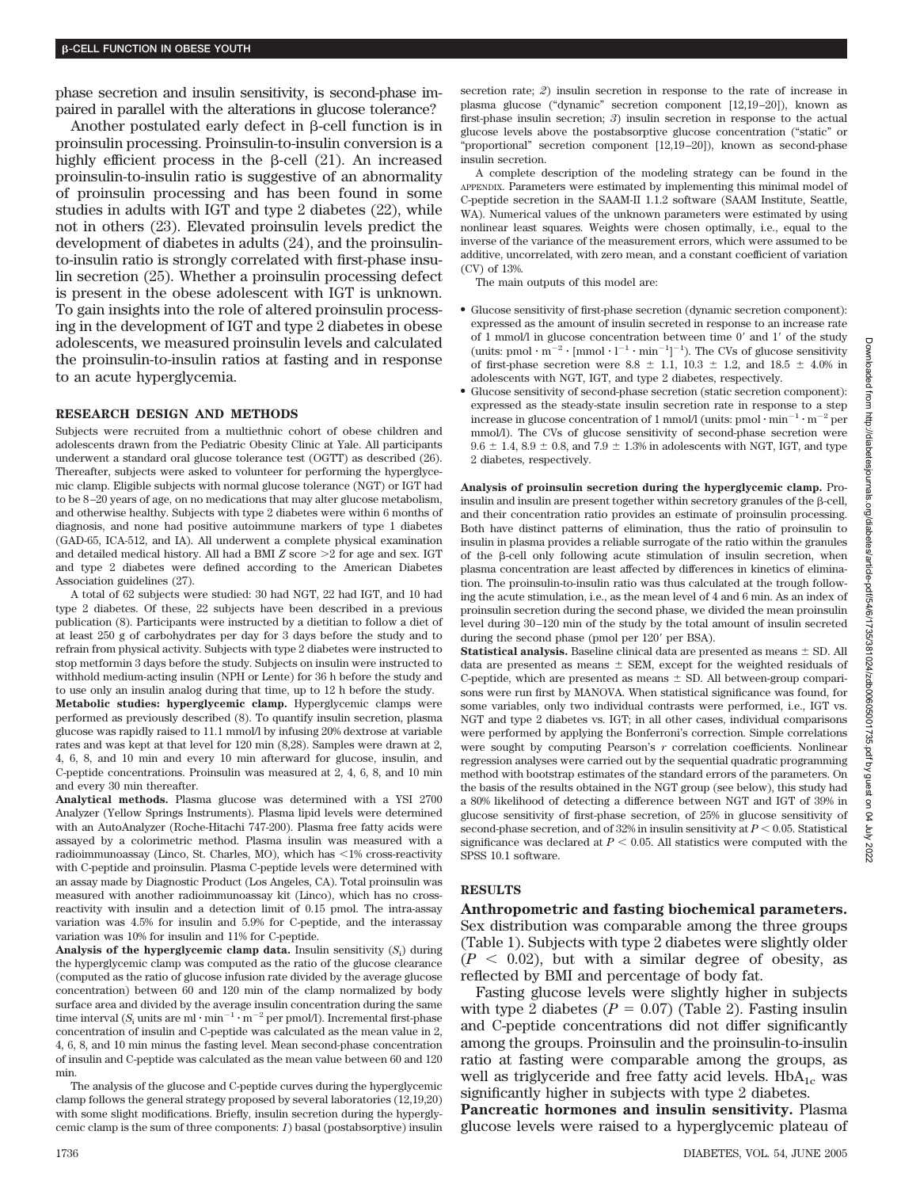phase secretion and insulin sensitivity, is second-phase impaired in parallel with the alterations in glucose tolerance?

Another postulated early defect in β-cell function is in proinsulin processing. Proinsulin-to-insulin conversion is a highly efficient process in the β-cell (21). An increased proinsulin-to-insulin ratio is suggestive of an abnormality of proinsulin processing and has been found in some studies in adults with IGT and type 2 diabetes (22), while not in others (23). Elevated proinsulin levels predict the development of diabetes in adults (24), and the proinsulin-to-insulin ratio is strongly correlated with first-phase insulin secretion (25). Whether a proinsulin processing defect is present in the obese adolescent with IGT is unknown. To gain insights into the role of altered proinsulin processing in the development of IGT and type 2 diabetes in obese adolescents, we measured proinsulin levels and calculated the proinsulin-to-insulin ratios at fasting and in response to an acute hyperglycemia.

## RESEARCH DESIGN AND METHODS

Subjects were recruited from a multiethnic cohort of obese children and adolescents drawn from the Pediatric Obesity Clinic at Yale. All participants underwent a standard oral glucose tolerance test (OGTT) as described (26). Thereafter, subjects were asked to volunteer for performing the hyperglycemic clamp. Eligible subjects with normal glucose tolerance (NGT) or IGT had to be 8–20 years of age, on no medications that may alter glucose metabolism, and otherwise healthy. Subjects with type 2 diabetes were within 6 months of diagnosis, and none had positive autoimmune markers of type 1 diabetes (GAD-65, ICA-512, and IA). All underwent a complete physical examination and detailed medical history. All had a BMI *Z* score >2 for age and sex. IGT and type 2 diabetes were defined according to the American Diabetes Association guidelines (27).

A total of 62 subjects were studied: 30 had NGT, 22 had IGT, and 10 had type 2 diabetes. Of these, 22 subjects have been described in a previous publication (8). Participants were instructed by a dietitian to follow a diet of at least 250 g of carbohydrates per day for 3 days before the study and to refrain from physical activity. Subjects with type 2 diabetes were instructed to stop metformin 3 days before the study. Subjects on insulin were instructed to withhold medium-acting insulin (NPH or Lente) for 36 h before the study and to use only an insulin analog during that time, up to 12 h before the study.

**Metabolic studies: hyperglycemic clamp.** Hyperglycemic clamps were performed as previously described (8). To quantify insulin secretion, plasma glucose was rapidly raised to 11.1 mmol/l by infusing 20% dextrose at variable rates and was kept at that level for 120 min (8,28). Samples were drawn at 2, 4, 6, 8, and 10 min and every 10 min afterward for glucose, insulin, and C-peptide concentrations. Proinsulin was measured at 2, 4, 6, 8, and 10 min and every 30 min thereafter.

**Analytical methods.** Plasma glucose was determined with a YSI 2700 Analyzer (Yellow Springs Instruments). Plasma lipid levels were determined with an AutoAnalyzer (Roche-Hitachi 747-200). Plasma free fatty acids were assayed by a colorimetric method. Plasma insulin was measured with a radioimmunoassay (Linco, St. Charles, MO), which has <1% cross-reactivity with C-peptide and proinsulin. Plasma C-peptide levels were determined with an assay made by Diagnostic Product (Los Angeles, CA). Total proinsulin was measured with another radioimmunoassay kit (Linco), which has no cross-reactivity with insulin and a detection limit of 0.15 pmol. The intra-assay variation was 4.5% for insulin and 5.9% for C-peptide, and the interassay variation was 10% for insulin and 11% for C-peptide.

**Analysis of the hyperglycemic clamp data.** Insulin sensitivity ($S_i$) during the hyperglycemic clamp was computed as the ratio of the glucose clearance (computed as the ratio of glucose infusion rate divided by the average glucose concentration) between 60 and 120 min of the clamp normalized by body surface area and divided by the average insulin concentration during the same time interval ($S_i$ units are $ml \cdot min^{-1} \cdot m^{-2}$ per pmol/l). Incremental first-phase concentration of insulin and C-peptide was calculated as the mean value in 2, 4, 6, 8, and 10 min minus the fasting level. Mean second-phase concentration of insulin and C-peptide was calculated as the mean value between 60 and 120 min.

The analysis of the glucose and C-peptide curves during the hyperglycemic clamp follows the general strategy proposed by several laboratories (12,19,20) with some slight modifications. Briefly, insulin secretion during the hyperglycemic clamp is the sum of three components: *1*) basal (postabsorptive) insulin secretion rate; *2*) insulin secretion in response to the rate of increase in plasma glucose ("dynamic" secretion component [12,19–20]), known as first-phase insulin secretion; *3*) insulin secretion in response to the actual glucose levels above the postabsorptive glucose concentration ("static" or "proportional" secretion component [12,19–20]), known as second-phase insulin secretion.

A complete description of the modeling strategy can be found in the APPENDIX. Parameters were estimated by implementing this minimal model of C-peptide secretion in the SAAM-II 1.1.2 software (SAAM Institute, Seattle, WA). Numerical values of the unknown parameters were estimated by using nonlinear least squares. Weights were chosen optimally, i.e., equal to the inverse of the variance of the measurement errors, which were assumed to be additive, uncorrelated, with zero mean, and a constant coefficient of variation (CV) of 13%.

The main outputs of this model are:

- Glucose sensitivity of first-phase secretion (dynamic secretion component): expressed as the amount of insulin secreted in response to an increase rate of 1 mmol/l in glucose concentration between time 0′ and 1′ of the study (units: $pmol \cdot m^{-2} \cdot [mmol \cdot l^{-1} \cdot min^{-1}]^{-1}$). The CVs of glucose sensitivity of first-phase secretion were 8.8 ± 1.1, 10.3 ± 1.2, and 18.5 ± 4.0% in adolescents with NGT, IGT, and type 2 diabetes, respectively.
- Glucose sensitivity of second-phase secretion (static secretion component): expressed as the steady-state insulin secretion rate in response to a step increase in glucose concentration of 1 mmol/l (units: $pmol \cdot min^{-1} \cdot m^{-2}$ per mmol/l). The CVs of glucose sensitivity of second-phase secretion were 9.6 ± 1.4, 8.9 ± 0.8, and 7.9 ± 1.3% in adolescents with NGT, IGT, and type 2 diabetes, respectively.

**Analysis of proinsulin secretion during the hyperglycemic clamp.** Proinsulin and insulin are present together within secretory granules of the β-cell, and their concentration ratio provides an estimate of proinsulin processing. Both have distinct patterns of elimination, thus the ratio of proinsulin to insulin in plasma provides a reliable surrogate of the ratio within the granules of the β-cell only following acute stimulation of insulin secretion, when plasma concentration are least affected by differences in kinetics of elimination. The proinsulin-to-insulin ratio was thus calculated at the trough following the acute stimulation, i.e., as the mean level of 4 and 6 min. As an index of proinsulin secretion during the second phase, we divided the mean proinsulin level during 30–120 min of the study by the total amount of insulin secreted during the second phase (pmol per 120′ per BSA).

**Statistical analysis.** Baseline clinical data are presented as means ± SD. All data are presented as means ± SEM, except for the weighted residuals of C-peptide, which are presented as means ± SD. All between-group comparisons were run first by MANOVA. When statistical significance was found, for some variables, only two individual contrasts were performed, i.e., IGT vs. NGT and type 2 diabetes vs. IGT; in all other cases, individual comparisons were performed by applying the Bonferroni's correction. Simple correlations were sought by computing Pearson's *r* correlation coefficients. Nonlinear regression analyses were carried out by the sequential quadratic programming method with bootstrap estimates of the standard errors of the parameters. On the basis of the results obtained in the NGT group (see below), this study had a 80% likelihood of detecting a difference between NGT and IGT of 39% in glucose sensitivity of first-phase secretion, of 25% in glucose sensitivity of second-phase secretion, and of 32% in insulin sensitivity at $P < 0.05$. Statistical significance was declared at $P < 0.05$. All statistics were computed with the SPSS 10.1 software.

## RESULTS

**Anthropometric and fasting biochemical parameters.** Sex distribution was comparable among the three groups (Table 1). Subjects with type 2 diabetes were slightly older ($P < 0.02$), but with a similar degree of obesity, as reflected by BMI and percentage of body fat.

Fasting glucose levels were slightly higher in subjects with type 2 diabetes ($P = 0.07$) (Table 2). Fasting insulin and C-peptide concentrations did not differ significantly among the groups. Proinsulin and the proinsulin-to-insulin ratio at fasting were comparable among the groups, as well as triglyceride and free fatty acid levels. $HbA_{1c}$ was significantly higher in subjects with type 2 diabetes.

**Pancreatic hormones and insulin sensitivity.** Plasma glucose levels were raised to a hyperglycemic plateau of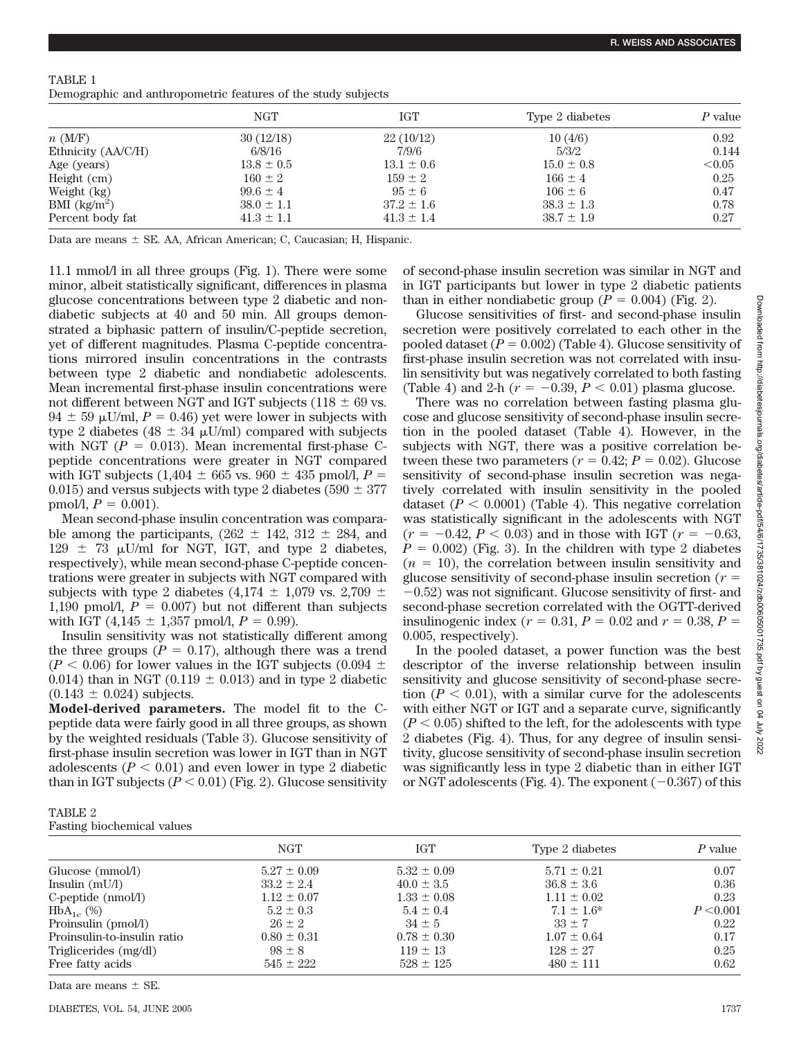TABLE 1
Demographic and anthropometric features of the study subjects

| | NGT | IGT | Type 2 diabetes | $P$ value |
|---|---|---|---|---|
| $n$ (M/F) | 30 (12/18) | 22 (10/12) | 10 (4/6) | 0.92 |
| Ethnicity (AA/C/H) | 6/8/16 | 7/9/6 | 5/3/2 | 0.144 |
| Age (years) | 13.8 ± 0.5 | 13.1 ± 0.6 | 15.0 ± 0.8 | <0.05 |
| Height (cm) | 160 ± 2 | 159 ± 2 | 166 ± 4 | 0.25 |
| Weight (kg) | 99.6 ± 4 | 95 ± 6 | 106 ± 6 | 0.47 |
| BMI (kg/m$^2$) | 38.0 ± 1.1 | 37.2 ± 1.6 | 38.3 ± 1.3 | 0.78 |
| Percent body fat | 41.3 ± 1.1 | 41.3 ± 1.4 | 38.7 ± 1.9 | 0.27 |

Data are means ± SE. AA, African American; C, Caucasian; H, Hispanic.

11.1 mmol/l in all three groups (Fig. 1). There were some minor, albeit statistically significant, differences in plasma glucose concentrations between type 2 diabetic and nondiabetic subjects at 40 and 50 min. All groups demonstrated a biphasic pattern of insulin/C-peptide secretion, yet of different magnitudes. Plasma C-peptide concentrations mirrored insulin concentrations in the contrasts between type 2 diabetic and nondiabetic adolescents. Mean incremental first-phase insulin concentrations were not different between NGT and IGT subjects (118 ± 69 vs. 94 ± 59 μU/ml, $P = 0.46$) yet were lower in subjects with type 2 diabetes (48 ± 34 μU/ml) compared with subjects with NGT ($P = 0.013$). Mean incremental first-phase C-peptide concentrations were greater in NGT compared with IGT subjects (1,404 ± 665 vs. 960 ± 435 pmol/l, $P = 0.015$) and versus subjects with type 2 diabetes (590 ± 377 pmol/l, $P = 0.001$).

Mean second-phase insulin concentration was comparable among the participants, (262 ± 142, 312 ± 284, and 129 ± 73 μU/ml for NGT, IGT, and type 2 diabetes, respectively), while mean second-phase C-peptide concentrations were greater in subjects with NGT compared with subjects with type 2 diabetes (4,174 ± 1,079 vs. 2,709 ± 1,190 pmol/l, $P = 0.007$) but not different than subjects with IGT (4,145 ± 1,357 pmol/l, $P = 0.99$).

Insulin sensitivity was not statistically different among the three groups ($P = 0.17$), although there was a trend ($P < 0.06$) for lower values in the IGT subjects (0.094 ± 0.014) than in NGT (0.119 ± 0.013) and in type 2 diabetic (0.143 ± 0.024) subjects.

**Model-derived parameters.** The model fit to the C-peptide data were fairly good in all three groups, as shown by the weighted residuals (Table 3). Glucose sensitivity of first-phase insulin secretion was lower in IGT than in NGT adolescents ($P < 0.01$) and even lower in type 2 diabetic than in IGT subjects ($P < 0.01$) (Fig. 2). Glucose sensitivity of second-phase insulin secretion was similar in NGT and in IGT participants but lower in type 2 diabetic patients than in either nondiabetic group ($P = 0.004$) (Fig. 2).

Glucose sensitivities of first- and second-phase insulin secretion were positively correlated to each other in the pooled dataset ($P = 0.002$) (Table 4). Glucose sensitivity of first-phase insulin secretion was not correlated with insulin sensitivity but was negatively correlated to both fasting (Table 4) and 2-h ($r = -0.39$, $P < 0.01$) plasma glucose.

There was no correlation between fasting plasma glucose and glucose sensitivity of second-phase insulin secretion in the pooled dataset (Table 4). However, in the subjects with NGT, there was a positive correlation between these two parameters ($r = 0.42$; $P = 0.02$). Glucose sensitivity of second-phase insulin secretion was negatively correlated with insulin sensitivity in the pooled dataset ($P < 0.0001$) (Table 4). This negative correlation was statistically significant in the adolescents with NGT ($r = -0.42$, $P < 0.03$) and in those with IGT ($r = -0.63$, $P = 0.002$) (Fig. 3). In the children with type 2 diabetes ($n = 10$), the correlation between insulin sensitivity and glucose sensitivity of second-phase insulin secretion ($r = -0.52$) was not significant. Glucose sensitivity of first- and second-phase insulin secretion correlated with the OGTT-derived insulinogenic index ($r = 0.31$, $P = 0.02$ and $r = 0.38$, $P = 0.005$, respectively).

In the pooled dataset, a power function was the best descriptor of the inverse relationship between insulin sensitivity and glucose sensitivity of second-phase secretion ($P < 0.01$), with a similar curve for the adolescents with either NGT or IGT and a separate curve, significantly ($P < 0.05$) shifted to the left, for the adolescents with type 2 diabetes (Fig. 4). Thus, for any degree of insulin sensitivity, glucose sensitivity of second-phase insulin secretion was significantly less in type 2 diabetic than in either IGT or NGT adolescents (Fig. 4). The exponent (−0.367) of this

TABLE 2
Fasting biochemical values

| | NGT | IGT | Type 2 diabetes | $P$ value |
|---|---|---|---|---|
| Glucose (mmol/l) | 5.27 ± 0.09 | 5.32 ± 0.09 | 5.71 ± 0.21 | 0.07 |
| Insulin (mU/l) | 33.2 ± 2.4 | 40.0 ± 3.5 | 36.8 ± 3.6 | 0.36 |
| C-peptide (nmol/l) | 1.12 ± 0.07 | 1.33 ± 0.08 | 1.11 ± 0.02 | 0.23 |
| $HbA_{1c}$ (%) | 5.2 ± 0.3 | 5.4 ± 0.4 | 7.1 ± 1.6* | $P$ <0.001 |
| Proinsulin (pmol/l) | 26 ± 2 | 34 ± 5 | 33 ± 7 | 0.22 |
| Proinsulin-to-insulin ratio | 0.80 ± 0.31 | 0.78 ± 0.30 | 1.07 ± 0.64 | 0.17 |
| Triglicerides (mg/dl) | 98 ± 8 | 119 ± 13 | 128 ± 27 | 0.25 |
| Free fatty acids | 545 ± 222 | 528 ± 125 | 480 ± 111 | 0.62 |

Data are means ± SE.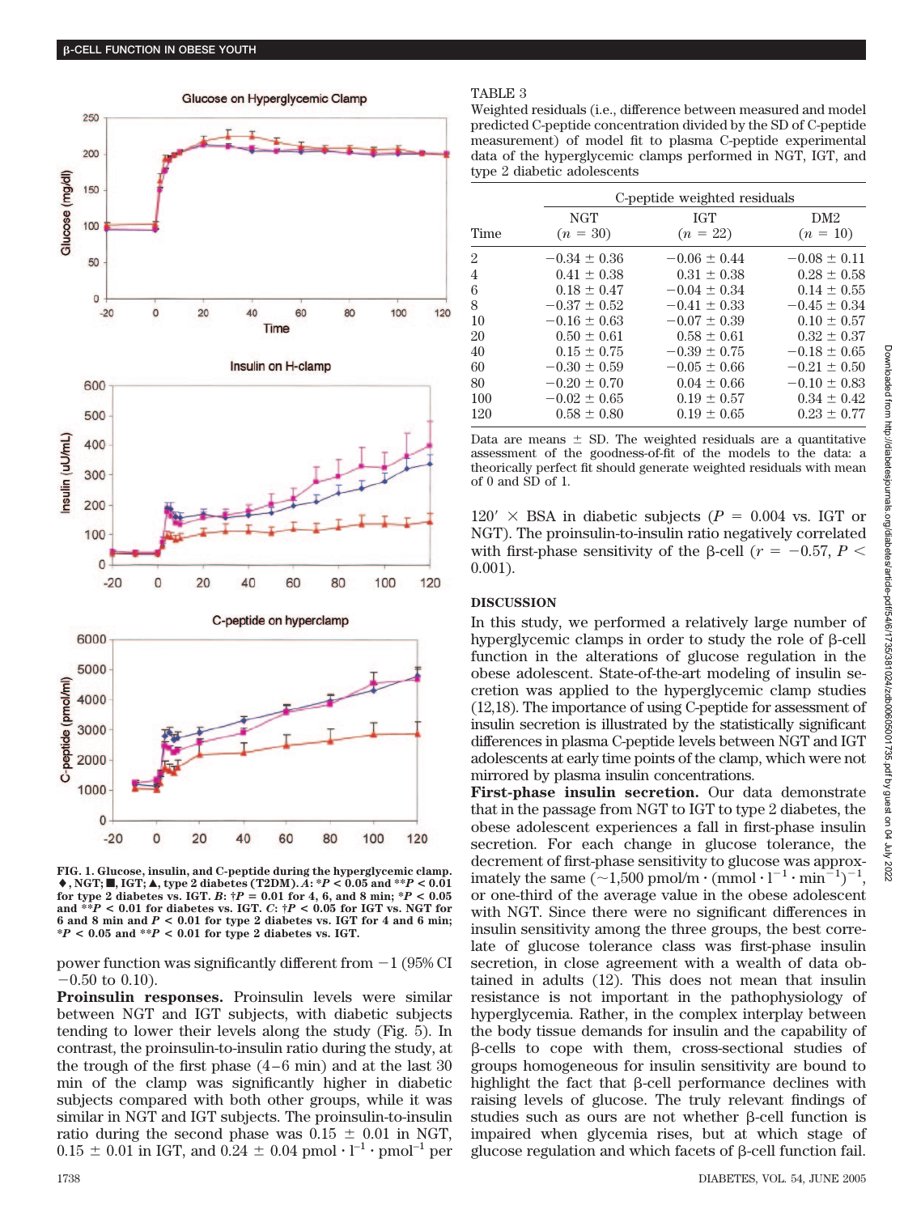FIG. 1. Glucose, insulin, and C-peptide during the hyperglycemic clamp. ♦, NGT; ■, IGT; ▲, type 2 diabetes (T2DM). *A*: *$P < 0.05$ and **$P < 0.01$ for type 2 diabetes vs. IGT. *B*: †$P = 0.01$ for 4, 6, and 8 min; *$P < 0.05$ and **$P < 0.01$ for diabetes vs. IGT. *C*: †$P < 0.05$ for IGT vs. NGT for 6 and 8 min and $P < 0.01$ for type 2 diabetes vs. IGT for 4 and 6 min; *$P < 0.05$ and **$P < 0.01$ for type 2 diabetes vs. IGT.

power function was significantly different from −1 (95% CI −0.50 to 0.10).

**Proinsulin responses.** Proinsulin levels were similar between NGT and IGT subjects, with diabetic subjects tending to lower their levels along the study (Fig. 5). In contrast, the proinsulin-to-insulin ratio during the study, at the trough of the first phase (4–6 min) and at the last 30 min of the clamp was significantly higher in diabetic subjects compared with both other groups, while it was similar in NGT and IGT subjects. The proinsulin-to-insulin ratio during the second phase was 0.15 ± 0.01 in NGT, 0.15 ± 0.01 in IGT, and 0.24 ± 0.04 $\text{pmol} \cdot \text{l}^{-1} \cdot \text{pmol}^{-1}$ per $120' \times$ BSA in diabetic subjects ($P = 0.004$ vs. IGT or NGT). The proinsulin-to-insulin ratio negatively correlated with first-phase sensitivity of the β-cell ($r = -0.57$, $P < 0.001$).

TABLE 3

Weighted residuals (i.e., difference between measured and model predicted C-peptide concentration divided by the SD of C-peptide measurement) of model fit to plasma C-peptide experimental data of the hyperglycemic clamps performed in NGT, IGT, and type 2 diabetic adolescents

| | C-peptide weighted residuals | | |
|---|---|---|---|
| Time | NGT ($n$ = 30) | IGT ($n$ = 22) | DM2 ($n$ = 10) |
| 2 | −0.34 ± 0.36 | −0.06 ± 0.44 | −0.08 ± 0.11 |
| 4 | 0.41 ± 0.38 | 0.31 ± 0.38 | 0.28 ± 0.58 |
| 6 | 0.18 ± 0.47 | −0.04 ± 0.34 | 0.14 ± 0.55 |
| 8 | −0.37 ± 0.52 | −0.41 ± 0.33 | −0.45 ± 0.34 |
| 10 | −0.16 ± 0.63 | −0.07 ± 0.39 | 0.10 ± 0.57 |
| 20 | 0.50 ± 0.61 | 0.58 ± 0.61 | 0.32 ± 0.37 |
| 40 | 0.15 ± 0.75 | −0.39 ± 0.75 | −0.18 ± 0.65 |
| 60 | −0.30 ± 0.59 | −0.05 ± 0.66 | −0.21 ± 0.50 |
| 80 | −0.20 ± 0.70 | 0.04 ± 0.66 | −0.10 ± 0.83 |
| 100 | −0.02 ± 0.65 | 0.19 ± 0.57 | 0.34 ± 0.42 |
| 120 | 0.58 ± 0.80 | 0.19 ± 0.65 | 0.23 ± 0.77 |

Data are means ± SD. The weighted residuals are a quantitative assessment of the goodness-of-fit of the models to the data: a theoretically perfect fit should generate weighted residuals with mean of 0 and SD of 1.

## DISCUSSION

In this study, we performed a relatively large number of hyperglycemic clamps in order to study the role of β-cell function in the alterations of glucose regulation in the obese adolescent. State-of-the-art modeling of insulin secretion was applied to the hyperglycemic clamp studies (12,18). The importance of using C-peptide for assessment of insulin secretion is illustrated by the statistically significant differences in plasma C-peptide levels between NGT and IGT adolescents at early time points of the clamp, which were not mirrored by plasma insulin concentrations.

**First-phase insulin secretion.** Our data demonstrate that in the passage from NGT to IGT to type 2 diabetes, the obese adolescent experiences a fall in first-phase insulin secretion. For each change in glucose tolerance, the decrement of first-phase sensitivity to glucose was approximately the same (~1,500 $\text{pmol/m} \cdot (\text{mmol} \cdot \text{l}^{-1} \cdot \text{min}^{-1})^{-1}$, or one-third of the average value in the obese adolescent with NGT. Since there were no significant differences in insulin sensitivity among the three groups, the best correlate of glucose tolerance class was first-phase insulin secretion, in close agreement with a wealth of data obtained in adults (12). This does not mean that insulin resistance is not important in the pathophysiology of hyperglycemia. Rather, in the complex interplay between the body tissue demands for insulin and the capability of β-cells to cope with them, cross-sectional studies of groups homogeneous for insulin sensitivity are bound to highlight the fact that β-cell performance declines with raising levels of glucose. The truly relevant findings of studies such as ours are not whether β-cell function is impaired when glycemia rises, but at which stage of glucose regulation and which facets of β-cell function fail.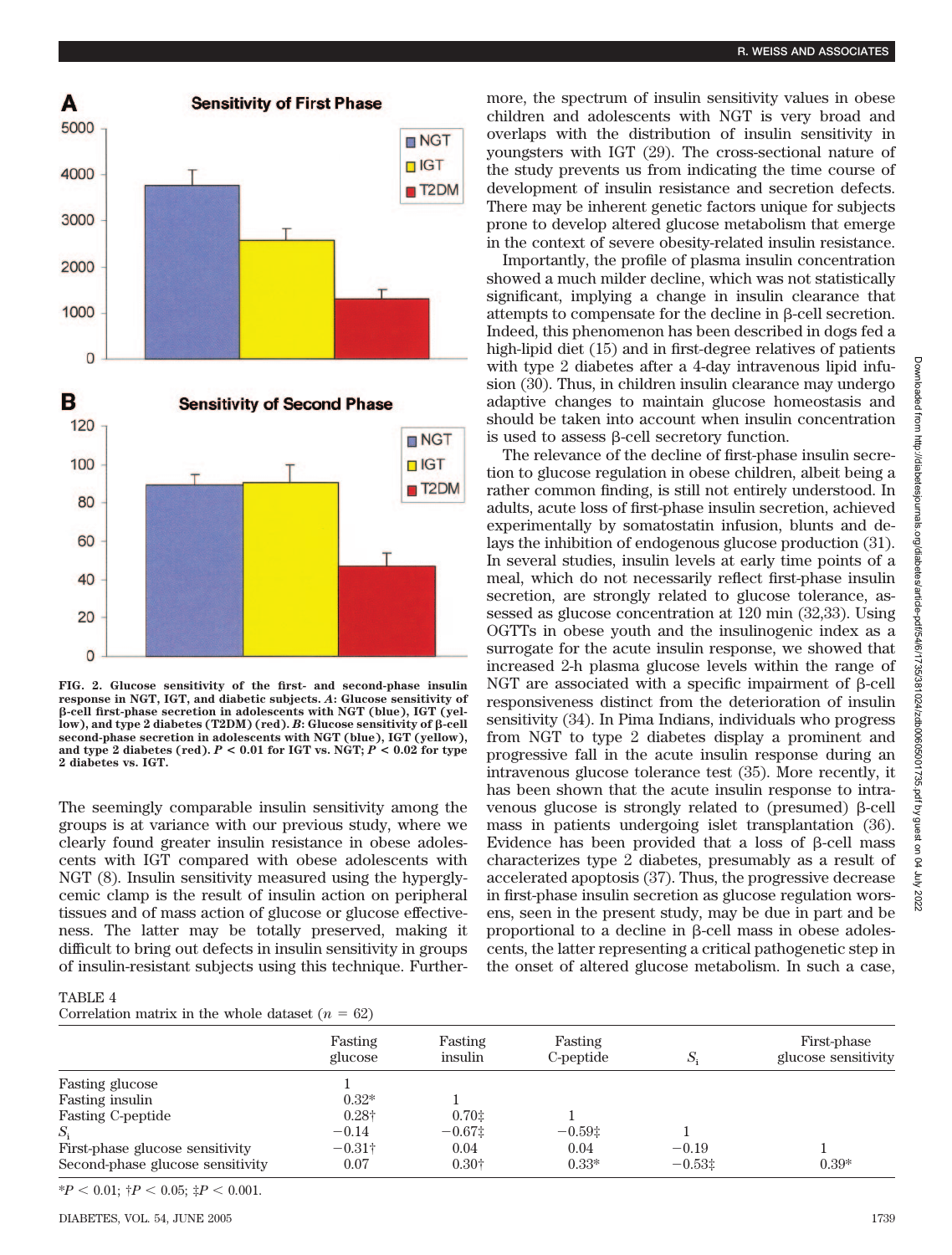FIG. 2. Glucose sensitivity of the first- and second-phase insulin response in NGT, IGT, and diabetic subjects. *A*: Glucose sensitivity of β-cell first-phase secretion in adolescents with NGT (blue), IGT (yellow), and type 2 diabetes (T2DM) (red). *B*: Glucose sensitivity of β-cell second-phase secretion in adolescents with NGT (blue), IGT (yellow), and type 2 diabetes (red). $P < 0.01$ for IGT vs. NGT; $P < 0.02$ for type 2 diabetes vs. IGT.

The seemingly comparable insulin sensitivity among the groups is at variance with our previous study, where we clearly found greater insulin resistance in obese adolescents with IGT compared with obese adolescents with NGT (8). Insulin sensitivity measured using the hyperglycemic clamp is the result of insulin action on peripheral tissues and of mass action of glucose or glucose effectiveness. The latter may be totally preserved, making it difficult to bring out defects in insulin sensitivity in groups of insulin-resistant subjects using this technique. Furthermore, the spectrum of insulin sensitivity values in obese children and adolescents with NGT is very broad and overlaps with the distribution of insulin sensitivity in youngsters with IGT (29). The cross-sectional nature of the study prevents us from indicating the time course of development of insulin resistance and secretion defects. There may be inherent genetic factors unique for subjects prone to develop altered glucose metabolism that emerge in the context of severe obesity-related insulin resistance.

Importantly, the profile of plasma insulin concentration showed a much milder decline, which was not statistically significant, implying a change in insulin clearance that attempts to compensate for the decline in β-cell secretion. Indeed, this phenomenon has been described in dogs fed a high-lipid diet (15) and in first-degree relatives of patients with type 2 diabetes after a 4-day intravenous lipid infusion (30). Thus, in children insulin clearance may undergo adaptive changes to maintain glucose homeostasis and should be taken into account when insulin concentration is used to assess β-cell secretory function.

The relevance of the decline of first-phase insulin secretion to glucose regulation in obese children, albeit being a rather common finding, is still not entirely understood. In adults, acute loss of first-phase insulin secretion, achieved experimentally by somatostatin infusion, blunts and delays the inhibition of endogenous glucose production (31). In several studies, insulin levels at early time points of a meal, which do not necessarily reflect first-phase insulin secretion, are strongly related to glucose tolerance, assessed as glucose concentration at 120 min (32,33). Using OGTTs in obese youth and the insulinogenic index as a surrogate for the acute insulin response, we showed that increased 2-h plasma glucose levels within the range of NGT are associated with a specific impairment of β-cell responsiveness distinct from the deterioration of insulin sensitivity (34). In Pima Indians, individuals who progress from NGT to type 2 diabetes display a prominent and progressive fall in the acute insulin response during an intravenous glucose tolerance test (35). More recently, it has been shown that the acute insulin response to intravenous glucose is strongly related to (presumed) β-cell mass in patients undergoing islet transplantation (36). Evidence has been provided that a loss of β-cell mass characterizes type 2 diabetes, presumably as a result of accelerated apoptosis (37). Thus, the progressive decrease in first-phase insulin secretion as glucose regulation worsens, seen in the present study, may be due in part and be proportional to a decline in β-cell mass in obese adolescents, the latter representing a critical pathogenetic step in the onset of altered glucose metabolism. In such a case,

TABLE 4
Correlation matrix in the whole dataset ($n = 62$)

| | Fasting glucose | Fasting insulin | Fasting C-peptide | $S_i$ | First-phase glucose sensitivity |
|---|---|---|---|---|---|
| Fasting glucose | 1 | | | | |
| Fasting insulin | 0.32* | 1 | | | |
| Fasting C-peptide | 0.28† | 0.70‡ | 1 | | |
| $S_i$ | −0.14 | −0.67‡ | −0.59‡ | 1 | |
| First-phase glucose sensitivity | −0.31† | 0.04 | 0.04 | −0.19 | 1 |
| Second-phase glucose sensitivity | 0.07 | 0.30† | 0.33* | −0.53‡ | 0.39* |

*$P < 0.01$; †$P < 0.05$; ‡$P < 0.001$.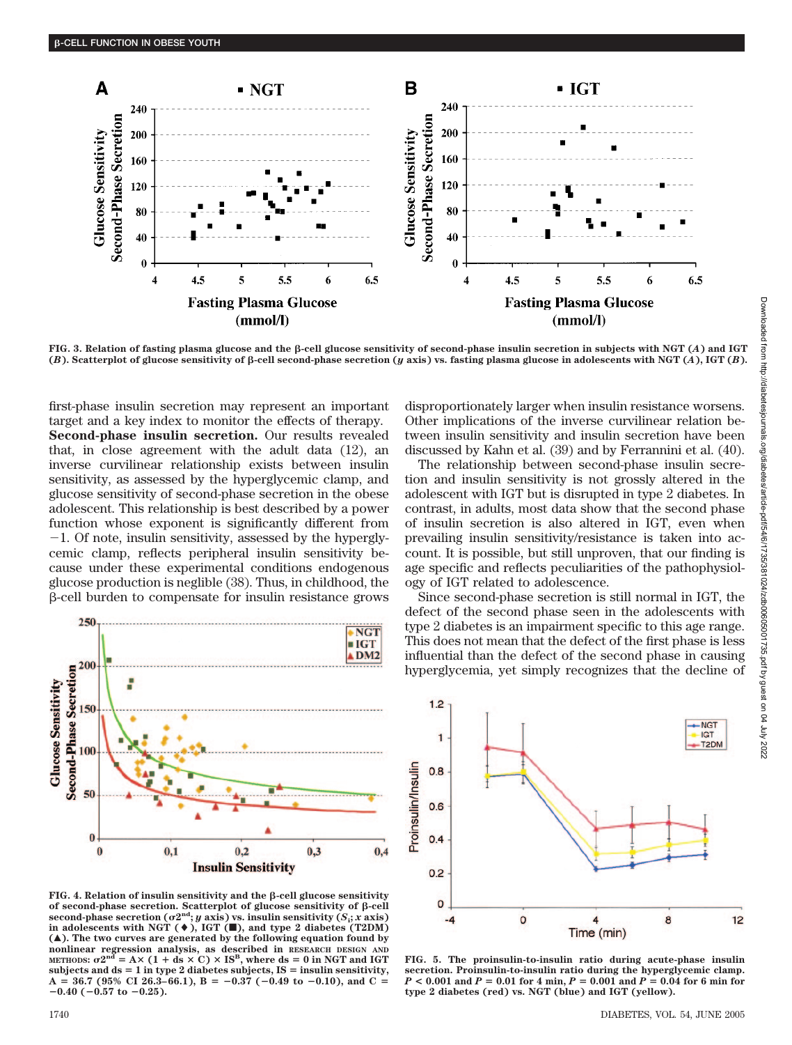FIG. 3. Relation of fasting plasma glucose and the β-cell glucose sensitivity of second-phase insulin secretion in subjects with NGT (*A*) and IGT (*B*). Scatterplot of glucose sensitivity of β-cell second-phase secretion (*y* axis) vs. fasting plasma glucose in adolescents with NGT (*A*), IGT (*B*).

first-phase insulin secretion may represent an important target and a key index to monitor the effects of therapy.

**Second-phase insulin secretion.** Our results revealed that, in close agreement with the adult data (12), an inverse curvilinear relationship exists between insulin sensitivity, as assessed by the hyperglycemic clamp, and glucose sensitivity of second-phase secretion in the obese adolescent. This relationship is best described by a power function whose exponent is significantly different from −1. Of note, insulin sensitivity, assessed by the hyperglycemic clamp, reflects peripheral insulin sensitivity because under these experimental conditions endogenous glucose production is neglible (38). Thus, in childhood, the β-cell burden to compensate for insulin resistance grows disproportionately larger when insulin resistance worsens. Other implications of the inverse curvilinear relation between insulin sensitivity and insulin secretion have been discussed by Kahn et al. (39) and by Ferrannini et al. (40).

The relationship between second-phase insulin secretion and insulin sensitivity is not grossly altered in the adolescent with IGT but is disrupted in type 2 diabetes. In contrast, in adults, most data show that the second phase of insulin secretion is also altered in IGT, even when prevailing insulin sensitivity/resistance is taken into account. It is possible, but still unproven, that our finding is age specific and reflects peculiarities of the pathophysiology of IGT related to adolescence.

Since second-phase secretion is still normal in IGT, the defect of the second phase seen in the adolescents with type 2 diabetes is an impairment specific to this age range. This does not mean that the defect of the first phase is less influential than the defect of the second phase in causing hyperglycemia, yet simply recognizes that the decline of

FIG. 4. Relation of insulin sensitivity and the β-cell glucose sensitivity of second-phase secretion. Scatterplot of glucose sensitivity of β-cell second-phase secretion ($\sigma 2^{nd}$; *y* axis) vs. insulin sensitivity ($S_i$; *x* axis) in adolescents with NGT (♦), IGT (■), and type 2 diabetes (T2DM) (▲). The two curves are generated by the following equation found by nonlinear regression analysis, as described in RESEARCH DESIGN AND METHODS: $\sigma 2^{nd} = A \times (1 + ds \times C) \times IS^{B}$, where ds = 0 in NGT and IGT subjects and ds = 1 in type 2 diabetes subjects, IS = insulin sensitivity, A = 36.7 (95% CI 26.3–66.1), B = −0.37 (−0.49 to −0.10), and C = −0.40 (−0.57 to −0.25).

FIG. 5. The proinsulin-to-insulin ratio during acute-phase insulin secretion. Proinsulin-to-insulin ratio during the hyperglycemic clamp. $P < 0.001$ and $P = 0.01$ for 4 min, $P = 0.001$ and $P = 0.04$ for 6 min for type 2 diabetes (red) vs. NGT (blue) and IGT (yellow).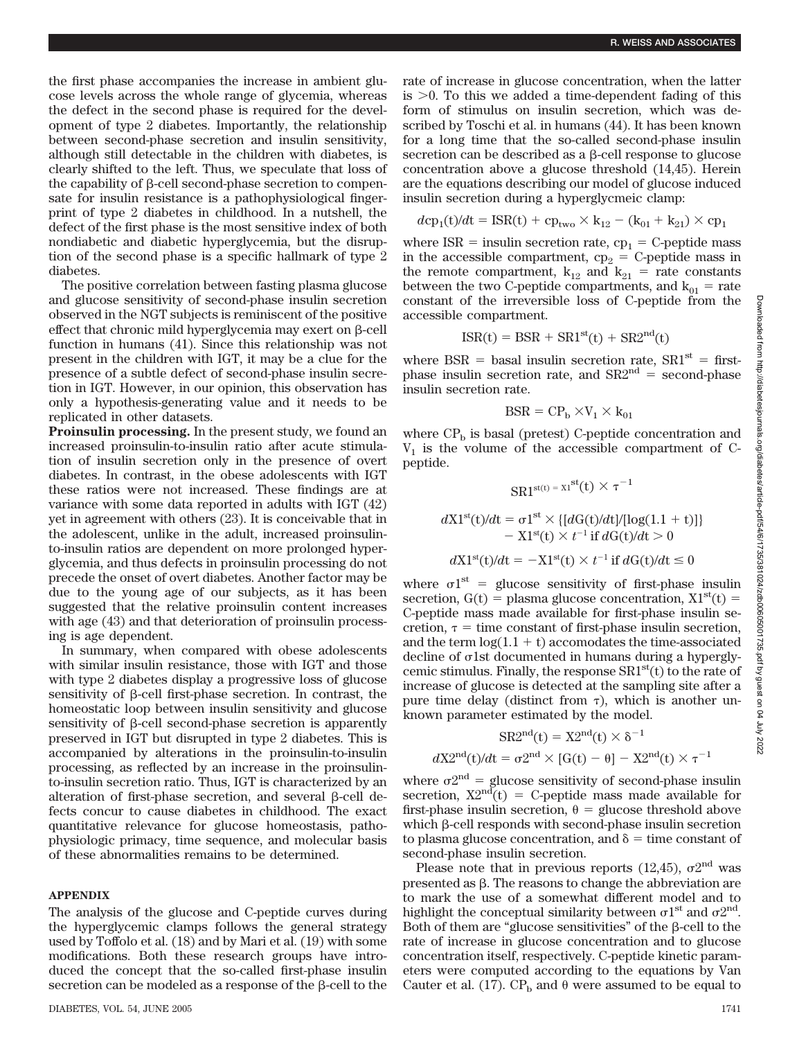the first phase accompanies the increase in ambient glucose levels across the whole range of glycemia, whereas the defect in the second phase is required for the development of type 2 diabetes. Importantly, the relationship between second-phase secretion and insulin sensitivity, although still detectable in the children with diabetes, is clearly shifted to the left. Thus, we speculate that loss of the capability of β-cell second-phase secretion to compensate for insulin resistance is a pathophysiological fingerprint of type 2 diabetes in childhood. In a nutshell, the defect of the first phase is the most sensitive index of both nondiabetic and diabetic hyperglycemia, but the disruption of the second phase is a specific hallmark of type 2 diabetes.

The positive correlation between fasting plasma glucose and glucose sensitivity of second-phase insulin secretion observed in the NGT subjects is reminiscent of the positive effect that chronic mild hyperglycemia may exert on β-cell function in humans (41). Since this relationship was not present in the children with IGT, it may be a clue for the presence of a subtle defect of second-phase insulin secretion in IGT. However, in our opinion, this observation has only a hypothesis-generating value and it needs to be replicated in other datasets.

**Proinsulin processing.** In the present study, we found an increased proinsulin-to-insulin ratio after acute stimulation of insulin secretion only in the presence of overt diabetes. In contrast, in the obese adolescents with IGT these ratios were not increased. These findings are at variance with some data reported in adults with IGT (42) yet in agreement with others (23). It is conceivable that in the adolescent, unlike in the adult, increased proinsulin-to-insulin ratios are dependent on more prolonged hyperglycemia, and thus defects in proinsulin processing do not precede the onset of overt diabetes. Another factor may be due to the young age of our subjects, as it has been suggested that the relative proinsulin content increases with age (43) and that deterioration of proinsulin processing is age dependent.

In summary, when compared with obese adolescents with similar insulin resistance, those with IGT and those with type 2 diabetes display a progressive loss of glucose sensitivity of β-cell first-phase secretion. In contrast, the homeostatic loop between insulin sensitivity and glucose sensitivity of β-cell second-phase secretion is apparently preserved in IGT but disrupted in type 2 diabetes. This is accompanied by alterations in the proinsulin-to-insulin processing, as reflected by an increase in the proinsulin-to-insulin secretion ratio. Thus, IGT is characterized by an alteration of first-phase secretion, and several β-cell defects concur to cause diabetes in childhood. The exact quantitative relevance for glucose homeostasis, pathophysiologic primacy, time sequence, and molecular basis of these abnormalities remains to be determined.

## APPENDIX

The analysis of the glucose and C-peptide curves during the hyperglycemic clamps follows the general strategy used by Toffolo et al. (18) and by Mari et al. (19) with some modifications. Both these research groups have introduced the concept that the so-called first-phase insulin secretion can be modeled as a response of the β-cell to the rate of increase in glucose concentration, when the latter is >0. To this we added a time-dependent fading of this form of stimulus on insulin secretion, which was described by Toschi et al. in humans (44). It has been known for a long time that the so-called second-phase insulin secretion can be described as a β-cell response to glucose concentration above a glucose threshold (14,45). Herein are the equations describing our model of glucose induced insulin secretion during a hyperglycmeic clamp:

$$dcp_1(t)/dt = ISR(t) + cp_{two} \times k_{12} - (k_{01} + k_{21}) \times cp_1$$

where ISR = insulin secretion rate, $cp_1$ = C-peptide mass in the accessible compartment, $cp_2$ = C-peptide mass in the remote compartment, $k_{12}$ and $k_{21}$ = rate constants between the two C-peptide compartments, and $k_{01}$ = rate constant of the irreversible loss of C-peptide from the accessible compartment.

$$ISR(t) = BSR + SR1^{st}(t) + SR2^{nd}(t)$$

where BSR = basal insulin secretion rate, $SR1^{st}$ = first-phase insulin secretion rate, and $SR2^{nd}$ = second-phase insulin secretion rate.

$$BSR = CP_b \times V_1 \times k_{01}$$

where $CP_b$ is basal (pretest) C-peptide concentration and $V_1$ is the volume of the accessible compartment of C-peptide.

$$SR1^{st(t) = X1^{st}}(t) \times \tau^{-1}$$

$$dX1^{st}(t)/dt = \sigma 1^{st} \times \{[dG(t)/dt]/[\log(1.1 + t)]\} - X1^{st}(t) \times t^{-1} \text{ if } dG(t)/dt > 0$$

$$dX1^{st}(t)/dt = -X1^{st}(t) \times t^{-1} \text{ if } dG(t)/dt \leq 0$$

where $\sigma 1^{st}$ = glucose sensitivity of first-phase insulin secretion, G(t) = plasma glucose concentration, $X1^{st}(t)$ = C-peptide mass made available for first-phase insulin secretion, τ = time constant of first-phase insulin secretion, and the term $\log(1.1 + t)$ accomodates the time-associated decline of σ1st documented in humans during a hyperglycemic stimulus. Finally, the response $SR1^{st}(t)$ to the rate of increase of glucose is detected at the sampling site after a pure time delay (distinct from τ), which is another unknown parameter estimated by the model.

$$SR2^{nd}(t) = X2^{nd}(t) \times \delta^{-1}$$

$$dX2^{nd}(t)/dt = \sigma 2^{nd} \times [G(t) - \theta] - X2^{nd}(t) \times \tau^{-1}$$

where $\sigma 2^{nd}$ = glucose sensitivity of second-phase insulin secretion, $X2^{nd}(t)$ = C-peptide mass made available for first-phase insulin secretion, θ = glucose threshold above which β-cell responds with second-phase insulin secretion to plasma glucose concentration, and δ = time constant of second-phase insulin secretion.

Please note that in previous reports (12,45), $\sigma 2^{nd}$ was presented as β. The reasons to change the abbreviation are to mark the use of a somewhat different model and to highlight the conceptual similarity between $\sigma 1^{st}$ and $\sigma 2^{nd}$. Both of them are "glucose sensitivities" of the β-cell to the rate of increase in glucose concentration and to glucose concentration itself, respectively. C-peptide kinetic parameters were computed according to the equations by Van Cauter et al. (17). $CP_b$ and θ were assumed to be equal to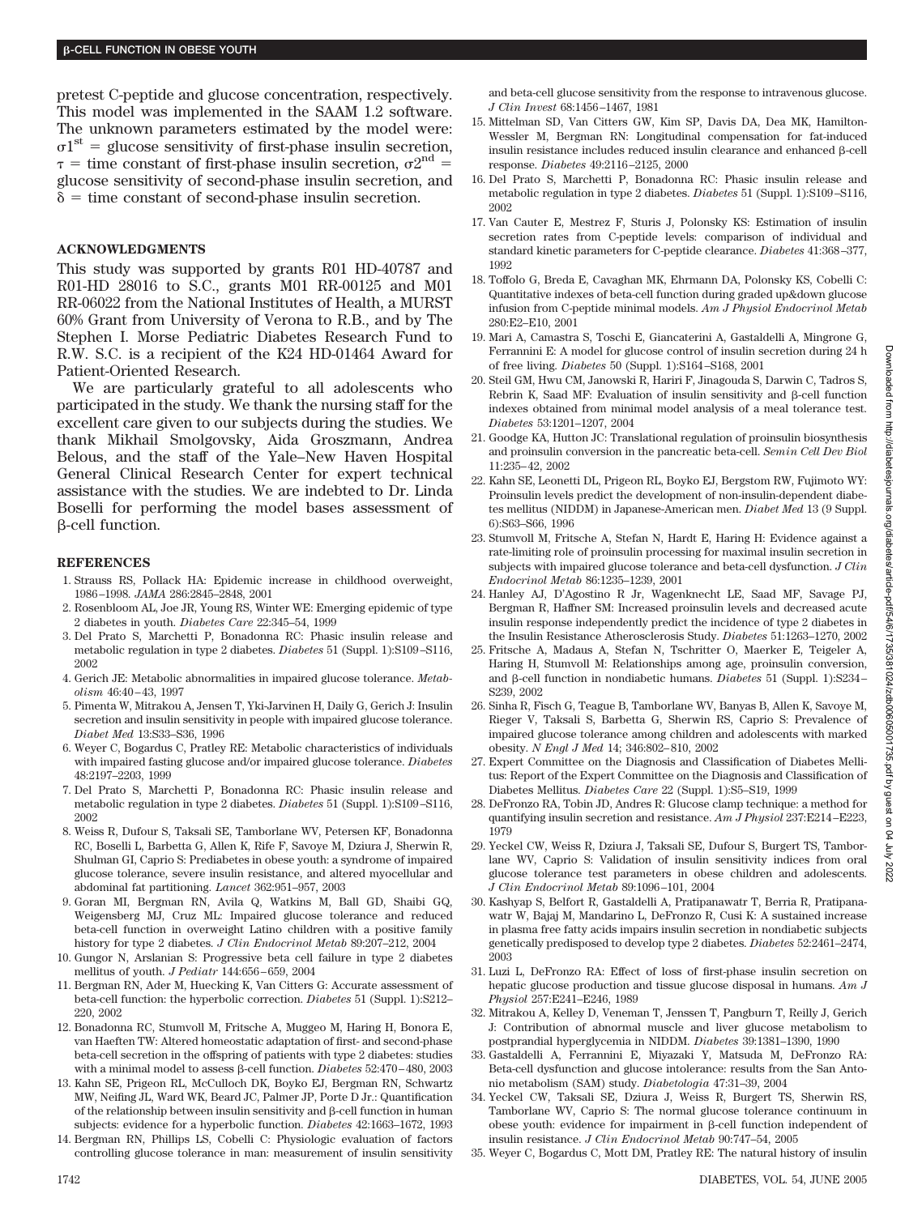pretest C-peptide and glucose concentration, respectively. This model was implemented in the SAAM 1.2 software. The unknown parameters estimated by the model were: $\sigma 1^{st}$ = glucose sensitivity of first-phase insulin secretion, $\tau$ = time constant of first-phase insulin secretion, $\sigma 2^{nd}$ = glucose sensitivity of second-phase insulin secretion, and $\delta$ = time constant of second-phase insulin secretion.

## ACKNOWLEDGMENTS

This study was supported by grants R01 HD-40787 and R01-HD 28016 to S.C., grants M01 RR-00125 and M01 RR-06022 from the National Institutes of Health, a MURST 60% Grant from University of Verona to R.B., and by The Stephen I. Morse Pediatric Diabetes Research Fund to R.W. S.C. is a recipient of the K24 HD-01464 Award for Patient-Oriented Research.

We are particularly grateful to all adolescents who participated in the study. We thank the nursing staff for the excellent care given to our subjects during the studies. We thank Mikhail Smolgovsky, Aida Groszmann, Andrea Belous, and the staff of the Yale–New Haven Hospital General Clinical Research Center for expert technical assistance with the studies. We are indebted to Dr. Linda Boselli for performing the model bases assessment of β-cell function.

## REFERENCES

1. Strauss RS, Pollack HA: Epidemic increase in childhood overweight, 1986–1998. *JAMA* 286:2845–2848, 2001
2. Rosenbloom AL, Joe JR, Young RS, Winter WE: Emerging epidemic of type 2 diabetes in youth. *Diabetes Care* 22:345–54, 1999
3. Del Prato S, Marchetti P, Bonadonna RC: Phasic insulin release and metabolic regulation in type 2 diabetes. *Diabetes* 51 (Suppl. 1):S109–S116, 2002
4. Gerich JE: Metabolic abnormalities in impaired glucose tolerance. *Metabolism* 46:40–43, 1997
5. Pimenta W, Mitrakou A, Jensen T, Yki-Jarvinen H, Daily G, Gerich J: Insulin secretion and insulin sensitivity in people with impaired glucose tolerance. *Diabet Med* 13:S33–S36, 1996
6. Weyer C, Bogardus C, Pratley RE: Metabolic characteristics of individuals with impaired fasting glucose and/or impaired glucose tolerance. *Diabetes* 48:2197–2203, 1999
7. Del Prato S, Marchetti P, Bonadonna RC: Phasic insulin release and metabolic regulation in type 2 diabetes. *Diabetes* 51 (Suppl. 1):S109–S116, 2002
8. Weiss R, Dufour S, Taksali SE, Tamborlane WV, Petersen KF, Bonadonna RC, Boselli L, Barbetta G, Allen K, Rife F, Savoye M, Dziura J, Sherwin R, Shulman GI, Caprio S: Prediabetes in obese youth: a syndrome of impaired glucose tolerance, severe insulin resistance, and altered myocellular and abdominal fat partitioning. *Lancet* 362:951–957, 2003
9. Goran MI, Bergman RN, Avila Q, Watkins M, Ball GD, Shaibi GQ, Weigensberg MJ, Cruz ML: Impaired glucose tolerance and reduced beta-cell function in overweight Latino children with a positive family history for type 2 diabetes. *J Clin Endocrinol Metab* 89:207–212, 2004
10. Gungor N, Arslanian S: Progressive beta cell failure in type 2 diabetes mellitus of youth. *J Pediatr* 144:656–659, 2004
11. Bergman RN, Ader M, Huecking K, Van Citters G: Accurate assessment of beta-cell function: the hyperbolic correction. *Diabetes* 51 (Suppl. 1):S212–220, 2002
12. Bonadonna RC, Stumvoll M, Fritsche A, Muggeo M, Haring H, Bonora E, van Haeften TW: Altered homeostatic adaptation of first- and second-phase beta-cell secretion in the offspring of patients with type 2 diabetes: studies with a minimal model to assess β-cell function. *Diabetes* 52:470–480, 2003
13. Kahn SE, Prigeon RL, McCulloch DK, Boyko EJ, Bergman RN, Schwartz MW, Neifing JL, Ward WK, Beard JC, Palmer JP, Porte D Jr.: Quantification of the relationship between insulin sensitivity and β-cell function in human subjects: evidence for a hyperbolic function. *Diabetes* 42:1663–1672, 1993
14. Bergman RN, Phillips LS, Cobelli C: Physiologic evaluation of factors controlling glucose tolerance in man: measurement of insulin sensitivity and beta-cell glucose sensitivity from the response to intravenous glucose. *J Clin Invest* 68:1456–1467, 1981
15. Mittelman SD, Van Citters GW, Kim SP, Davis DA, Dea MK, Hamilton-Wessler M, Bergman RN: Longitudinal compensation for fat-induced insulin resistance includes reduced insulin clearance and enhanced β-cell response. *Diabetes* 49:2116–2125, 2000
16. Del Prato S, Marchetti P, Bonadonna RC: Phasic insulin release and metabolic regulation in type 2 diabetes. *Diabetes* 51 (Suppl. 1):S109–S116, 2002
17. Van Cauter E, Mestrez F, Sturis J, Polonsky KS: Estimation of insulin secretion rates from C-peptide levels: comparison of individual and standard kinetic parameters for C-peptide clearance. *Diabetes* 41:368–377, 1992
18. Toffolo G, Breda E, Cavaghan MK, Ehrmann DA, Polonsky KS, Cobelli C: Quantitative indexes of beta-cell function during graded up&down glucose infusion from C-peptide minimal models. *Am J Physiol Endocrinol Metab* 280:E2–E10, 2001
19. Mari A, Camastra S, Toschi E, Giancaterini A, Gastaldelli A, Mingrone G, Ferrannini E: A model for glucose control of insulin secretion during 24 h of free living. *Diabetes* 50 (Suppl. 1):S164–S168, 2001
20. Steil GM, Hwu CM, Janowski R, Hariri F, Jinagouda S, Darwin C, Tadros S, Rebrin K, Saad MF: Evaluation of insulin sensitivity and β-cell function indexes obtained from minimal model analysis of a meal tolerance test. *Diabetes* 53:1201–1207, 2004
21. Goodge KA, Hutton JC: Translational regulation of proinsulin biosynthesis and proinsulin conversion in the pancreatic beta-cell. *Semin Cell Dev Biol* 11:235–42, 2002
22. Kahn SE, Leonetti DL, Prigeon RL, Boyko EJ, Bergstom RW, Fujimoto WY: Proinsulin levels predict the development of non-insulin-dependent diabetes mellitus (NIDDM) in Japanese-American men. *Diabet Med* 13 (9 Suppl. 6):S63–S66, 1996
23. Stumvoll M, Fritsche A, Stefan N, Hardt E, Haring H: Evidence against a rate-limiting role of proinsulin processing for maximal insulin secretion in subjects with impaired glucose tolerance and beta-cell dysfunction. *J Clin Endocrinol Metab* 86:1235–1239, 2001
24. Hanley AJ, D'Agostino R Jr, Wagenknecht LE, Saad MF, Savage PJ, Bergman R, Haffner SM: Increased proinsulin levels and decreased acute insulin response independently predict the incidence of type 2 diabetes in the Insulin Resistance Atherosclerosis Study. *Diabetes* 51:1263–1270, 2002
25. Fritsche A, Madaus A, Stefan N, Tschritter O, Maerker E, Teigeler A, Haring H, Stumvoll M: Relationships among age, proinsulin conversion, and β-cell function in nondiabetic humans. *Diabetes* 51 (Suppl. 1):S234–S239, 2002
26. Sinha R, Fisch G, Teague B, Tamborlane WV, Banyas B, Allen K, Savoye M, Rieger V, Taksali S, Barbetta G, Sherwin RS, Caprio S: Prevalence of impaired glucose tolerance among children and adolescents with marked obesity. *N Engl J Med* 14; 346:802–810, 2002
27. Expert Committee on the Diagnosis and Classification of Diabetes Mellitus: Report of the Expert Committee on the Diagnosis and Classification of Diabetes Mellitus. *Diabetes Care* 22 (Suppl. 1):S5–S19, 1999
28. DeFronzo RA, Tobin JD, Andres R: Glucose clamp technique: a method for quantifying insulin secretion and resistance. *Am J Physiol* 237:E214–E223, 1979
29. Yeckel CW, Weiss R, Dziura J, Taksali SE, Dufour S, Burgert TS, Tamborlane WV, Caprio S: Validation of insulin sensitivity indices from oral glucose tolerance test parameters in obese children and adolescents. *J Clin Endocrinol Metab* 89:1096–101, 2004
30. Kashyap S, Belfort R, Gastaldelli A, Pratipanawatr T, Berria R, Pratipanawatr W, Bajaj M, Mandarino L, DeFronzo R, Cusi K: A sustained increase in plasma free fatty acids impairs insulin secretion in nondiabetic subjects genetically predisposed to develop type 2 diabetes. *Diabetes* 52:2461–2474, 2003
31. Luzi L, DeFronzo RA: Effect of loss of first-phase insulin secretion on hepatic glucose production and tissue glucose disposal in humans. *Am J Physiol* 257:E241–E246, 1989
32. Mitrakou A, Kelley D, Veneman T, Jenssen T, Pangburn T, Reilly J, Gerich J: Contribution of abnormal muscle and liver glucose metabolism to postprandial hyperglycemia in NIDDM. *Diabetes* 39:1381–1390, 1990
33. Gastaldelli A, Ferrannini E, Miyazaki Y, Matsuda M, DeFronzo RA: Beta-cell dysfunction and glucose intolerance: results from the San Antonio metabolism (SAM) study. *Diabetologia* 47:31–39, 2004
34. Yeckel CW, Taksali SE, Dziura J, Weiss R, Burgert TS, Sherwin RS, Tamborlane WV, Caprio S: The normal glucose tolerance continuum in obese youth: evidence for impairment in β-cell function independent of insulin resistance. *J Clin Endocrinol Metab* 90:747–54, 2005
35. Weyer C, Bogardus C, Mott DM, Pratley RE: The natural history of insulin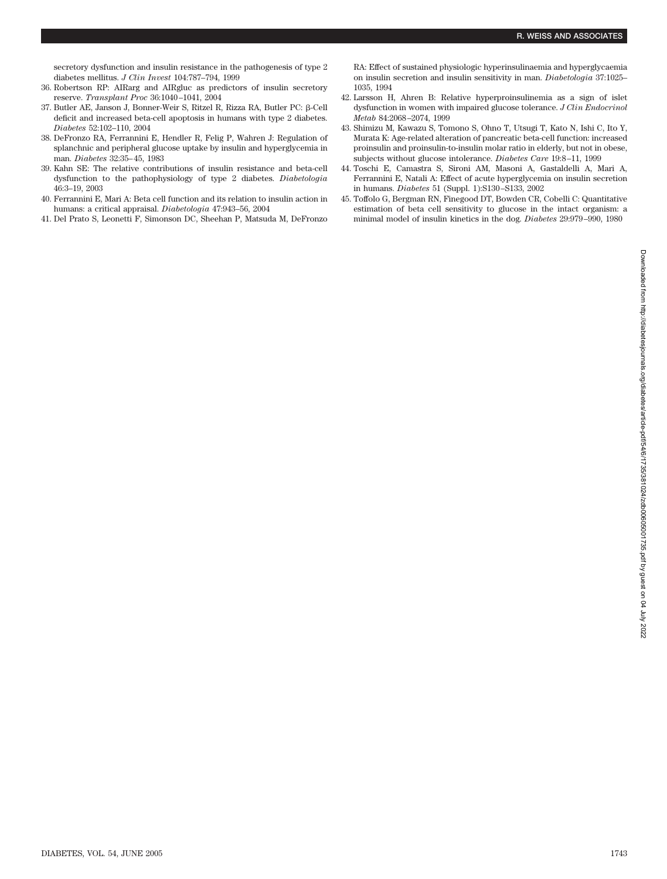secretory dysfunction and insulin resistance in the pathogenesis of type 2 diabetes mellitus. *J Clin Invest* 104:787–794, 1999

36. Robertson RP: AIRarg and AIRgluc as predictors of insulin secretory reserve. *Transplant Proc* 36:1040–1041, 2004
37. Butler AE, Janson J, Bonner-Weir S, Ritzel R, Rizza RA, Butler PC: β-Cell deficit and increased beta-cell apoptosis in humans with type 2 diabetes. *Diabetes* 52:102–110, 2004
38. DeFronzo RA, Ferrannini E, Hendler R, Felig P, Wahren J: Regulation of splanchnic and peripheral glucose uptake by insulin and hyperglycemia in man. *Diabetes* 32:35–45, 1983
39. Kahn SE: The relative contributions of insulin resistance and beta-cell dysfunction to the pathophysiology of type 2 diabetes. *Diabetologia* 46:3–19, 2003
40. Ferrannini E, Mari A: Beta cell function and its relation to insulin action in humans: a critical appraisal. *Diabetologia* 47:943–56, 2004
41. Del Prato S, Leonetti F, Simonson DC, Sheehan P, Matsuda M, DeFronzo RA: Effect of sustained physiologic hyperinsulinaemia and hyperglycaemia on insulin secretion and insulin sensitivity in man. *Diabetologia* 37:1025–1035, 1994
42. Larsson H, Ahren B: Relative hyperproinsulinemia as a sign of islet dysfunction in women with impaired glucose tolerance. *J Clin Endocrinol Metab* 84:2068–2074, 1999
43. Shimizu M, Kawazu S, Tomono S, Ohno T, Utsugi T, Kato N, Ishi C, Ito Y, Murata K: Age-related alteration of pancreatic beta-cell function: increased proinsulin and proinsulin-to-insulin molar ratio in elderly, but not in obese, subjects without glucose intolerance. *Diabetes Care* 19:8–11, 1999
44. Toschi E, Camastra S, Sironi AM, Masoni A, Gastaldelli A, Mari A, Ferrannini E, Natali A: Effect of acute hyperglycemia on insulin secretion in humans. *Diabetes* 51 (Suppl. 1):S130–S133, 2002
45. Toffolo G, Bergman RN, Finegood DT, Bowden CR, Cobelli C: Quantitative estimation of beta cell sensitivity to glucose in the intact organism: a minimal model of insulin kinetics in the dog. *Diabetes* 29:979–990, 1980